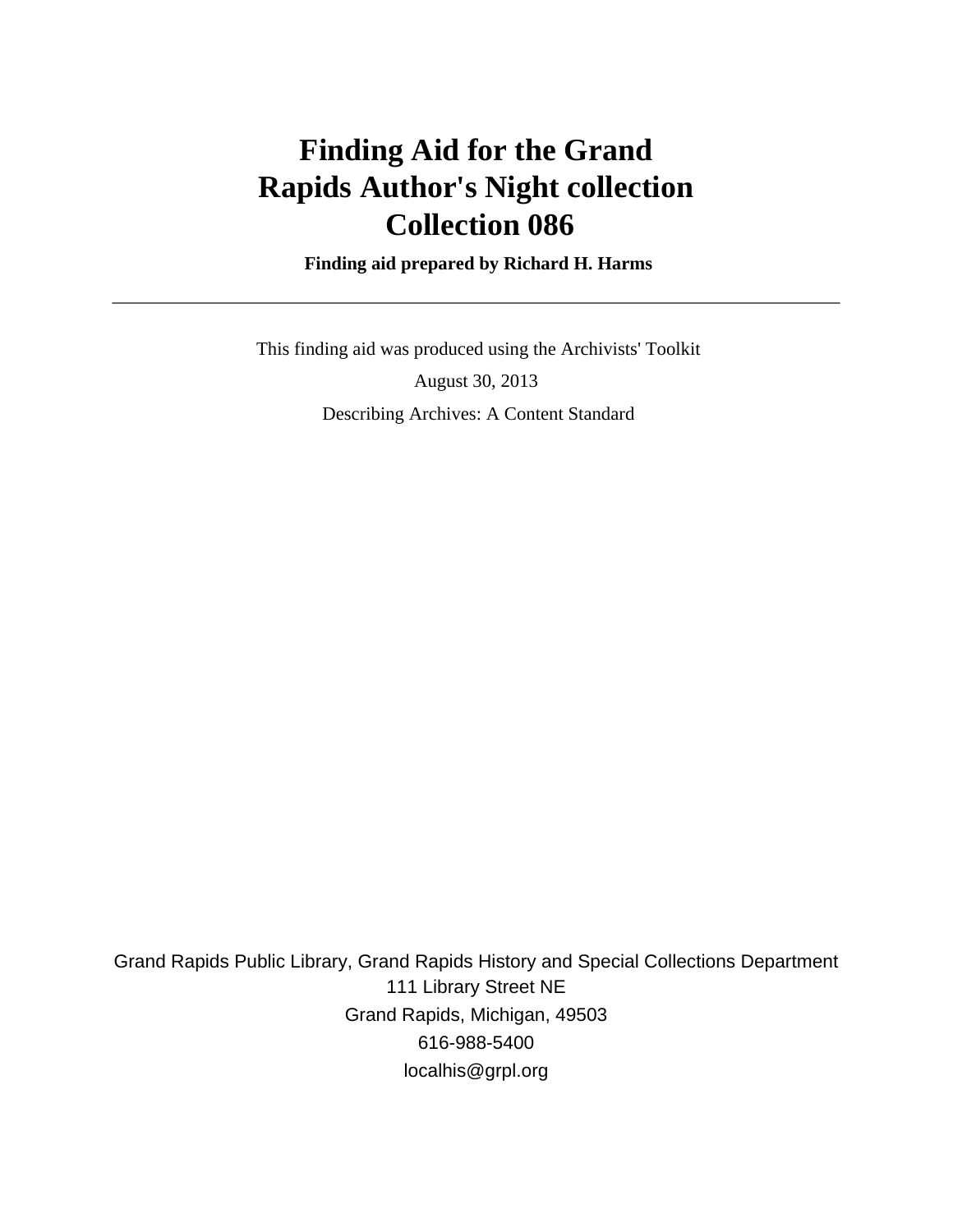# Finding Aid for the Grand Rapids Author's Night collection Collection 086

**Finding aid prepared by Richard H. Harms**

---

This finding aid was produced using the Archivists' Toolkit

August 30, 2013

Describing Archives: A Content Standard

Grand Rapids Public Library, Grand Rapids History and Special Collections Department
111 Library Street NE
Grand Rapids, Michigan, 49503
616-988-5400
localhis@grpl.org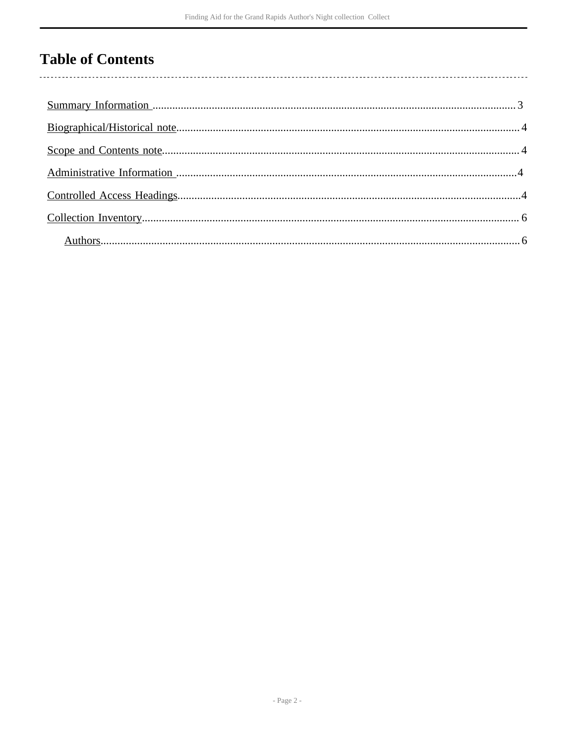# Table of Contents

Summary Information ....................................................................................................................... 3

Biographical/Historical note................................................................................................................ 4

Scope and Contents note..................................................................................................................... 4

Administrative Information ............................................................................................................... 4

Controlled Access Headings................................................................................................................4

Collection Inventory............................................................................................................................ 6

- Authors.............................................................................................................................................. 6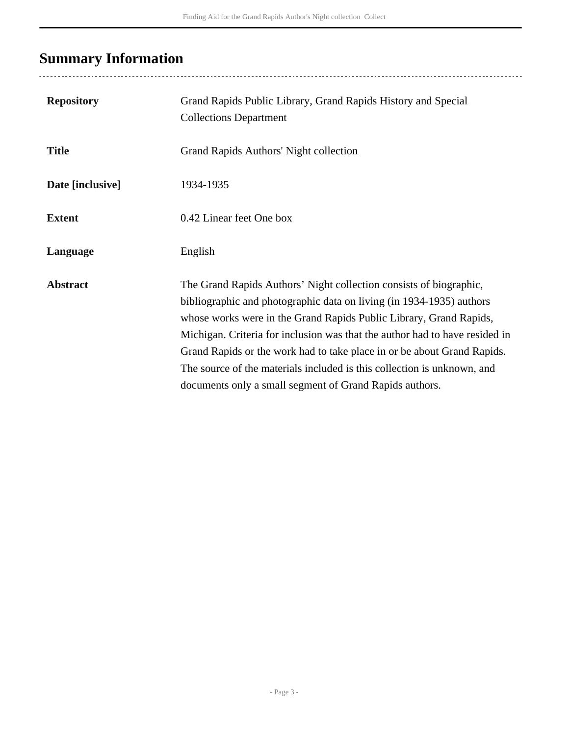## Summary Information

| | |
|---|---|
| **Repository** | Grand Rapids Public Library, Grand Rapids History and Special Collections Department |
| **Title** | Grand Rapids Authors' Night collection |
| **Date [inclusive]** | 1934-1935 |
| **Extent** | 0.42 Linear feet One box |
| **Language** | English |
| **Abstract** | The Grand Rapids Authors' Night collection consists of biographic, bibliographic and photographic data on living (in 1934-1935) authors whose works were in the Grand Rapids Public Library, Grand Rapids, Michigan. Criteria for inclusion was that the author had to have resided in Grand Rapids or the work had to take place in or be about Grand Rapids. The source of the materials included is this collection is unknown, and documents only a small segment of Grand Rapids authors. |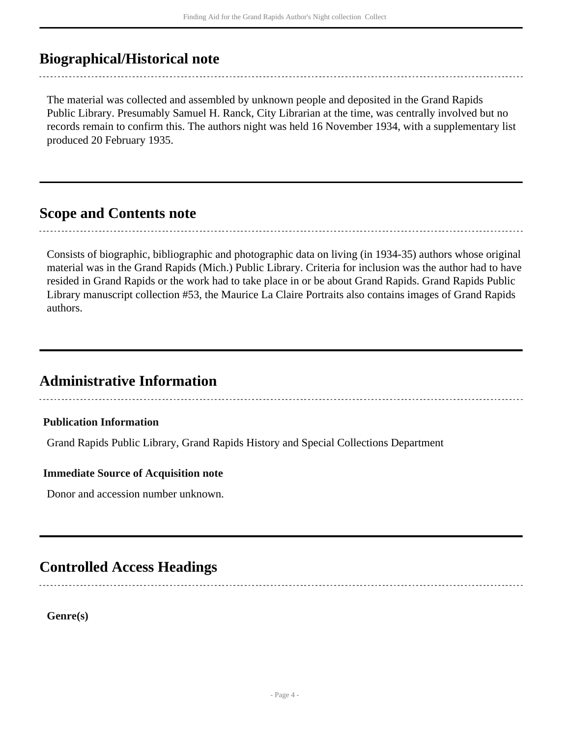## Biographical/Historical note

The material was collected and assembled by unknown people and deposited in the Grand Rapids Public Library. Presumably Samuel H. Ranck, City Librarian at the time, was centrally involved but no records remain to confirm this. The authors night was held 16 November 1934, with a supplementary list produced 20 February 1935.

## Scope and Contents note

Consists of biographic, bibliographic and photographic data on living (in 1934-35) authors whose original material was in the Grand Rapids (Mich.) Public Library. Criteria for inclusion was the author had to have resided in Grand Rapids or the work had to take place in or be about Grand Rapids. Grand Rapids Public Library manuscript collection #53, the Maurice La Claire Portraits also contains images of Grand Rapids authors.

## Administrative Information

### Publication Information

Grand Rapids Public Library, Grand Rapids History and Special Collections Department

### Immediate Source of Acquisition note

Donor and accession number unknown.

## Controlled Access Headings

**Genre(s)**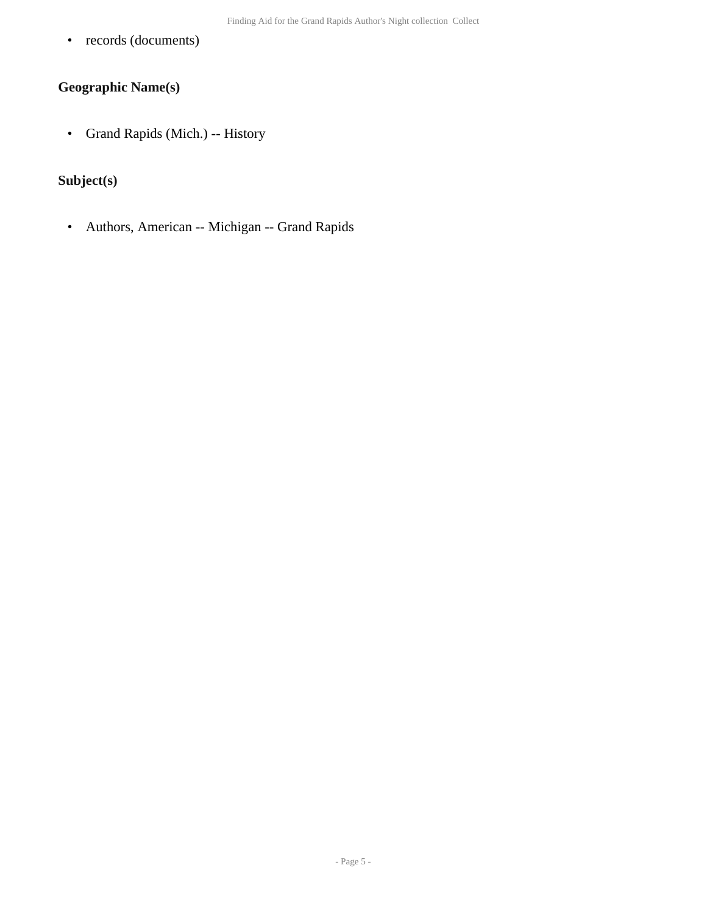- records (documents)

### Geographic Name(s)

- Grand Rapids (Mich.) -- History

### Subject(s)

- Authors, American -- Michigan -- Grand Rapids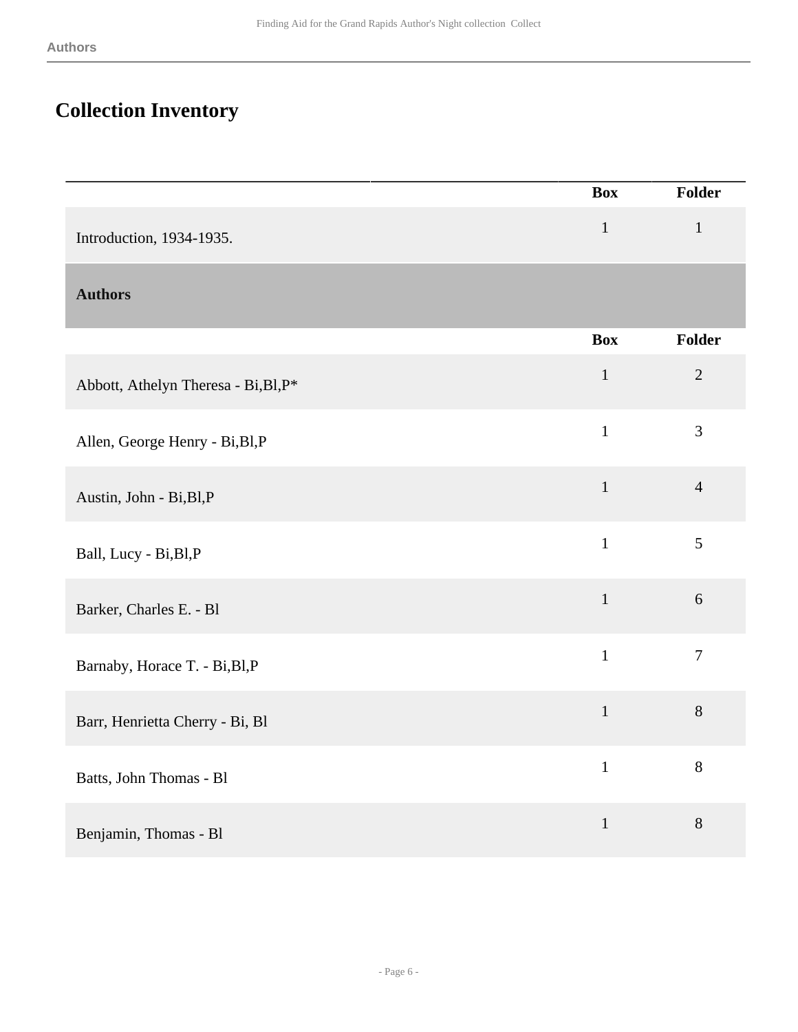## Collection Inventory

| | Box | Folder |
|---|---|---|
| Introduction, 1934-1935. | 1 | 1 |

### Authors

| | Box | Folder |
|---|---|---|
| Abbott, Athelyn Theresa - Bi,Bl,P* | 1 | 2 |
| Allen, George Henry - Bi,Bl,P | 1 | 3 |
| Austin, John - Bi,Bl,P | 1 | 4 |
| Ball, Lucy - Bi,Bl,P | 1 | 5 |
| Barker, Charles E. - Bl | 1 | 6 |
| Barnaby, Horace T. - Bi,Bl,P | 1 | 7 |
| Barr, Henrietta Cherry - Bi, Bl | 1 | 8 |
| Batts, John Thomas - Bl | 1 | 8 |
| Benjamin, Thomas - Bl | 1 | 8 |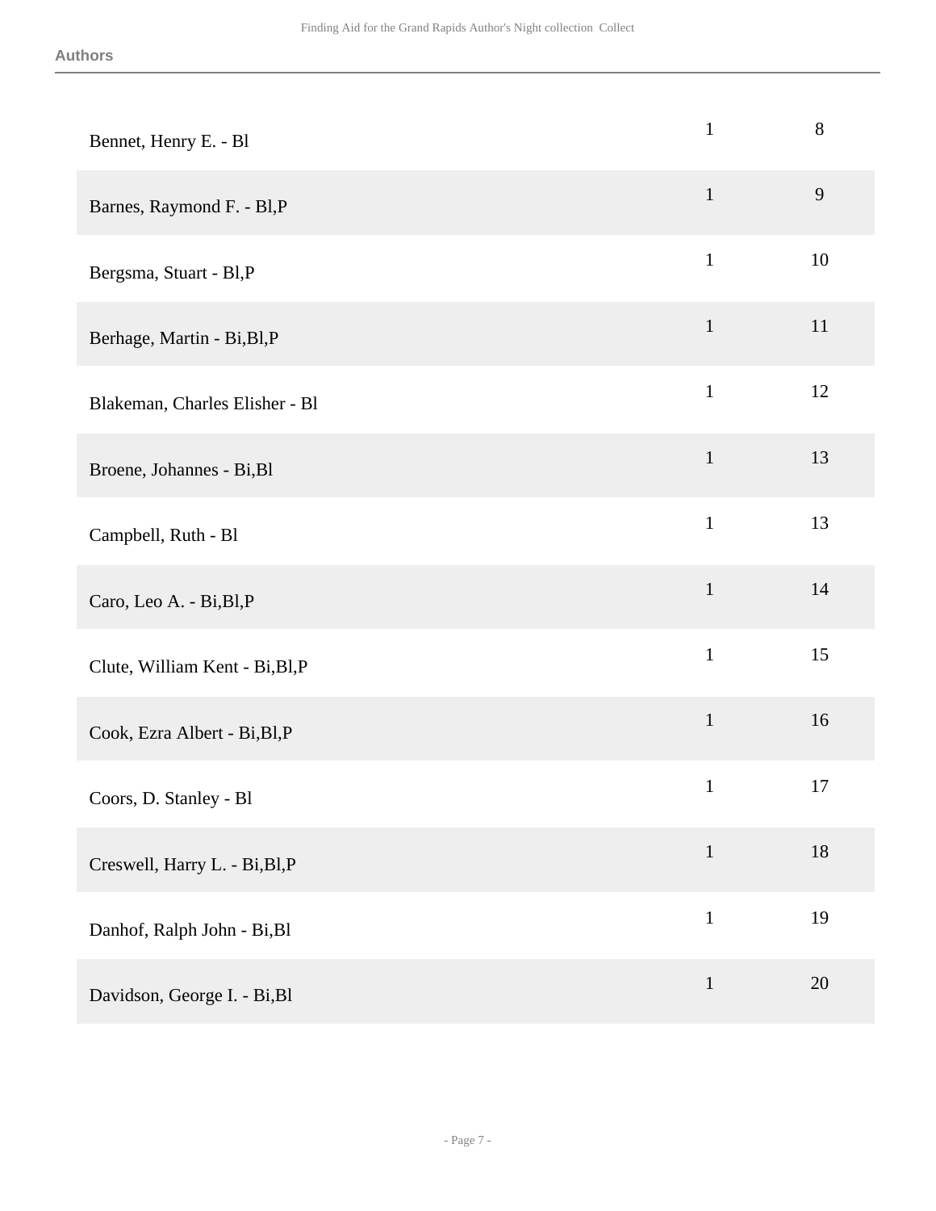| | | |
|---|---|---|
| Bennet, Henry E. - Bl | 1 | 8 |
| Barnes, Raymond F. - Bl,P | 1 | 9 |
| Bergsma, Stuart - Bl,P | 1 | 10 |
| Berhage, Martin - Bi,Bl,P | 1 | 11 |
| Blakeman, Charles Elisher - Bl | 1 | 12 |
| Broene, Johannes - Bi,Bl | 1 | 13 |
| Campbell, Ruth - Bl | 1 | 13 |
| Caro, Leo A. - Bi,Bl,P | 1 | 14 |
| Clute, William Kent - Bi,Bl,P | 1 | 15 |
| Cook, Ezra Albert - Bi,Bl,P | 1 | 16 |
| Coors, D. Stanley - Bl | 1 | 17 |
| Creswell, Harry L. - Bi,Bl,P | 1 | 18 |
| Danhof, Ralph John - Bi,Bl | 1 | 19 |
| Davidson, George I. - Bi,Bl | 1 | 20 |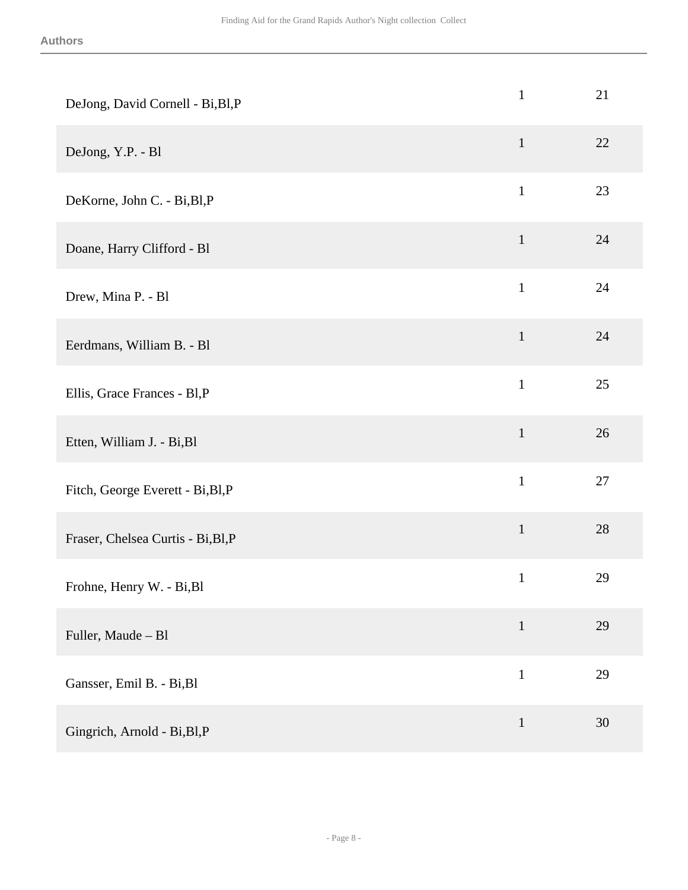| | | |
|---|---|---|
| DeJong, David Cornell - Bi,Bl,P | 1 | 21 |
| DeJong, Y.P. - Bl | 1 | 22 |
| DeKorne, John C. - Bi,Bl,P | 1 | 23 |
| Doane, Harry Clifford - Bl | 1 | 24 |
| Drew, Mina P. - Bl | 1 | 24 |
| Eerdmans, William B. - Bl | 1 | 24 |
| Ellis, Grace Frances - Bl,P | 1 | 25 |
| Etten, William J. - Bi,Bl | 1 | 26 |
| Fitch, George Everett - Bi,Bl,P | 1 | 27 |
| Fraser, Chelsea Curtis - Bi,Bl,P | 1 | 28 |
| Frohne, Henry W. - Bi,Bl | 1 | 29 |
| Fuller, Maude – Bl | 1 | 29 |
| Gansser, Emil B. - Bi,Bl | 1 | 29 |
| Gingrich, Arnold - Bi,Bl,P | 1 | 30 |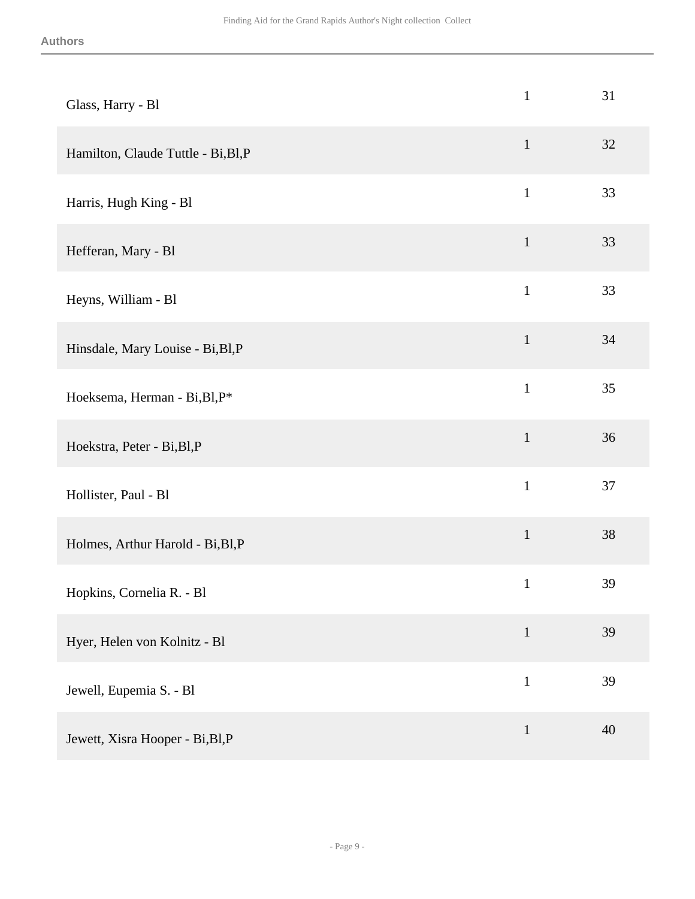| | | |
|---|---|---|
| Glass, Harry - Bl | 1 | 31 |
| Hamilton, Claude Tuttle - Bi,Bl,P | 1 | 32 |
| Harris, Hugh King - Bl | 1 | 33 |
| Hefferan, Mary - Bl | 1 | 33 |
| Heyns, William - Bl | 1 | 33 |
| Hinsdale, Mary Louise - Bi,Bl,P | 1 | 34 |
| Hoeksema, Herman - Bi,Bl,P* | 1 | 35 |
| Hoekstra, Peter - Bi,Bl,P | 1 | 36 |
| Hollister, Paul - Bl | 1 | 37 |
| Holmes, Arthur Harold - Bi,Bl,P | 1 | 38 |
| Hopkins, Cornelia R. - Bl | 1 | 39 |
| Hyer, Helen von Kolnitz - Bl | 1 | 39 |
| Jewell, Eupemia S. - Bl | 1 | 39 |
| Jewett, Xisra Hooper - Bi,Bl,P | 1 | 40 |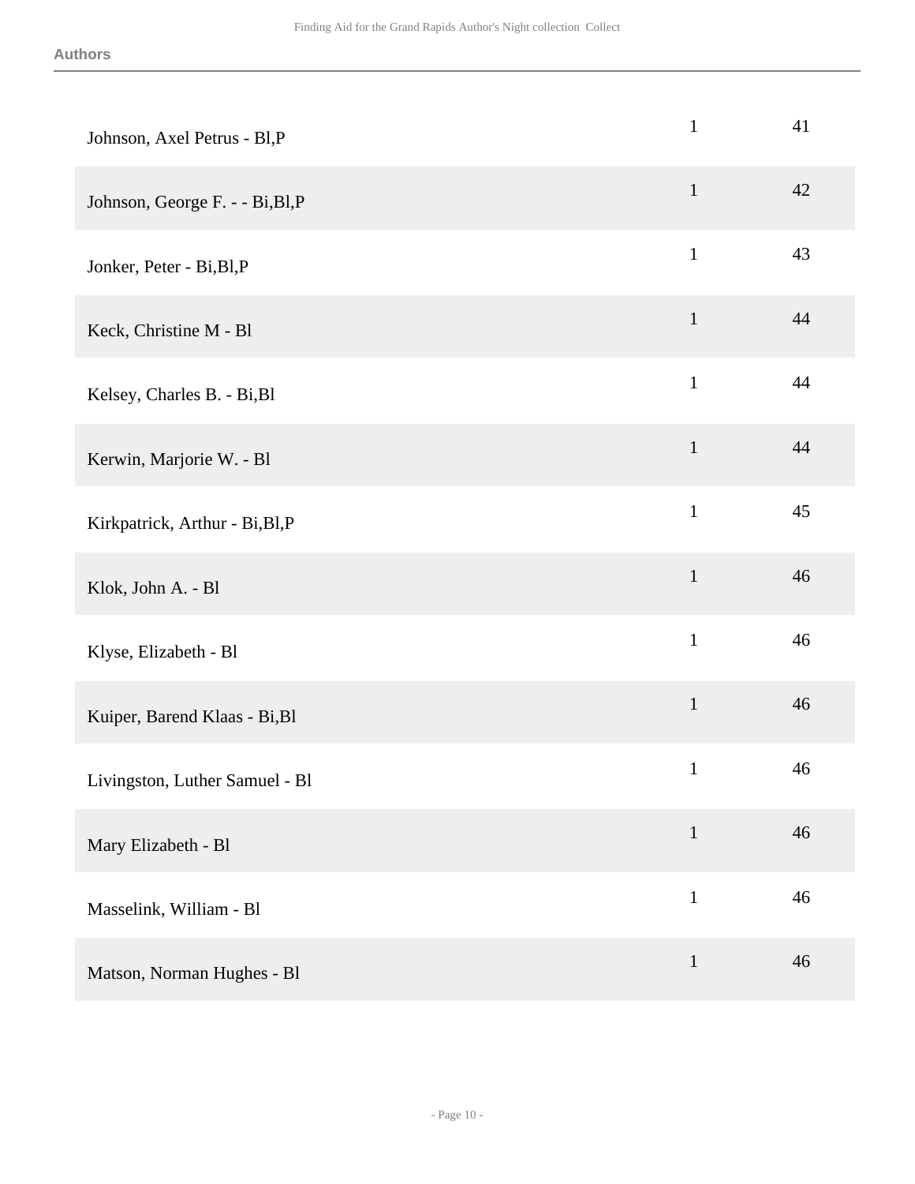**Authors**

| | | |
|---|---|---|
| Johnson, Axel Petrus - Bl,P | 1 | 41 |
| Johnson, George F. - - Bi,Bl,P | 1 | 42 |
| Jonker, Peter - Bi,Bl,P | 1 | 43 |
| Keck, Christine M - Bl | 1 | 44 |
| Kelsey, Charles B. - Bi,Bl | 1 | 44 |
| Kerwin, Marjorie W. - Bl | 1 | 44 |
| Kirkpatrick, Arthur - Bi,Bl,P | 1 | 45 |
| Klok, John A. - Bl | 1 | 46 |
| Klyse, Elizabeth - Bl | 1 | 46 |
| Kuiper, Barend Klaas - Bi,Bl | 1 | 46 |
| Livingston, Luther Samuel - Bl | 1 | 46 |
| Mary Elizabeth - Bl | 1 | 46 |
| Masselink, William - Bl | 1 | 46 |
| Matson, Norman Hughes - Bl | 1 | 46 |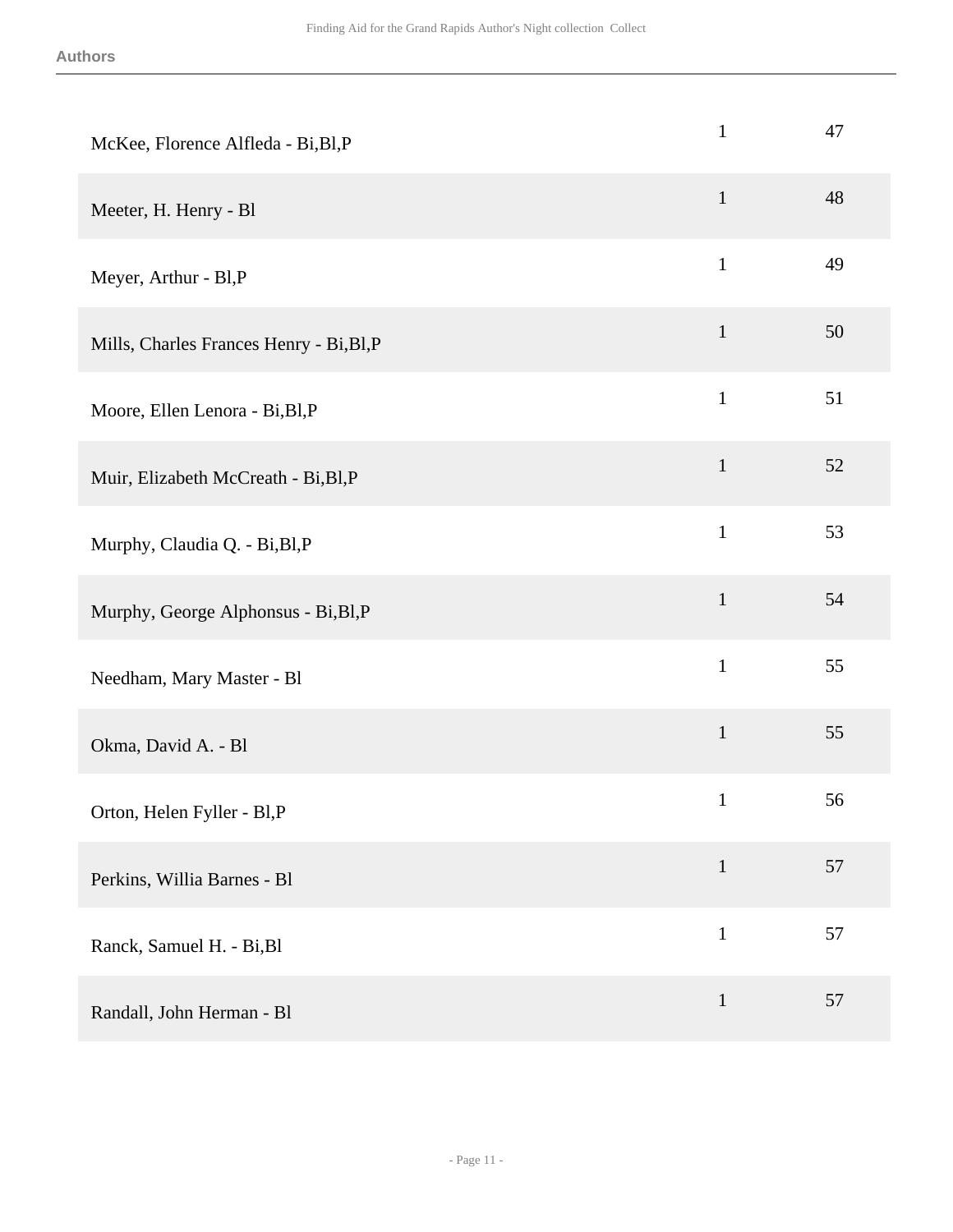| | | |
|---|---|---|
| McKee, Florence Alfleda - Bi,Bl,P | 1 | 47 |
| Meeter, H. Henry - Bl | 1 | 48 |
| Meyer, Arthur - Bl,P | 1 | 49 |
| Mills, Charles Frances Henry - Bi,Bl,P | 1 | 50 |
| Moore, Ellen Lenora - Bi,Bl,P | 1 | 51 |
| Muir, Elizabeth McCreath - Bi,Bl,P | 1 | 52 |
| Murphy, Claudia Q. - Bi,Bl,P | 1 | 53 |
| Murphy, George Alphonsus - Bi,Bl,P | 1 | 54 |
| Needham, Mary Master - Bl | 1 | 55 |
| Okma, David A. - Bl | 1 | 55 |
| Orton, Helen Fyller - Bl,P | 1 | 56 |
| Perkins, Willia Barnes - Bl | 1 | 57 |
| Ranck, Samuel H. - Bi,Bl | 1 | 57 |
| Randall, John Herman - Bl | 1 | 57 |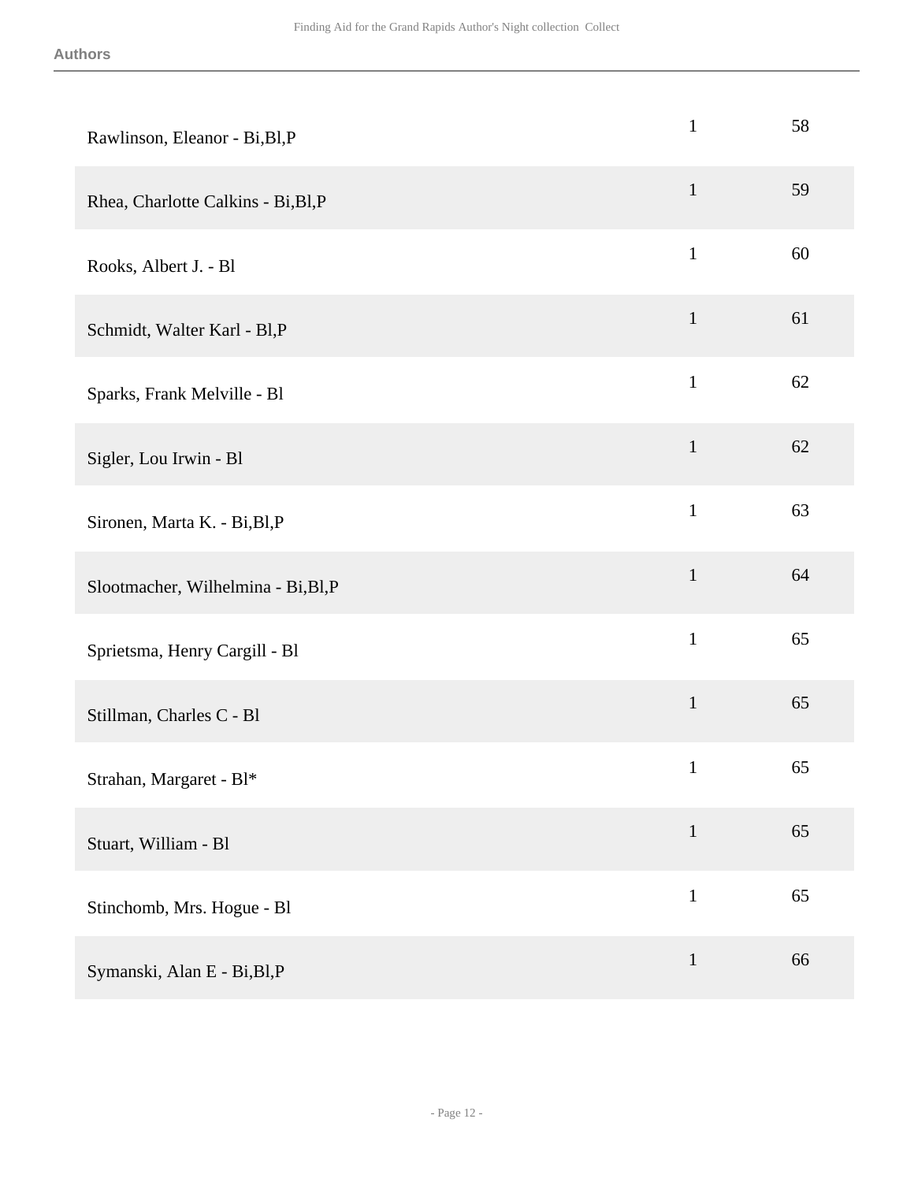| | | |
|---|---|---|
| Rawlinson, Eleanor - Bi,Bl,P | 1 | 58 |
| Rhea, Charlotte Calkins - Bi,Bl,P | 1 | 59 |
| Rooks, Albert J. - Bl | 1 | 60 |
| Schmidt, Walter Karl - Bl,P | 1 | 61 |
| Sparks, Frank Melville - Bl | 1 | 62 |
| Sigler, Lou Irwin - Bl | 1 | 62 |
| Sironen, Marta K. - Bi,Bl,P | 1 | 63 |
| Slootmacher, Wilhelmina - Bi,Bl,P | 1 | 64 |
| Sprietsma, Henry Cargill - Bl | 1 | 65 |
| Stillman, Charles C - Bl | 1 | 65 |
| Strahan, Margaret - Bl* | 1 | 65 |
| Stuart, William - Bl | 1 | 65 |
| Stinchomb, Mrs. Hogue - Bl | 1 | 65 |
| Symanski, Alan E - Bi,Bl,P | 1 | 66 |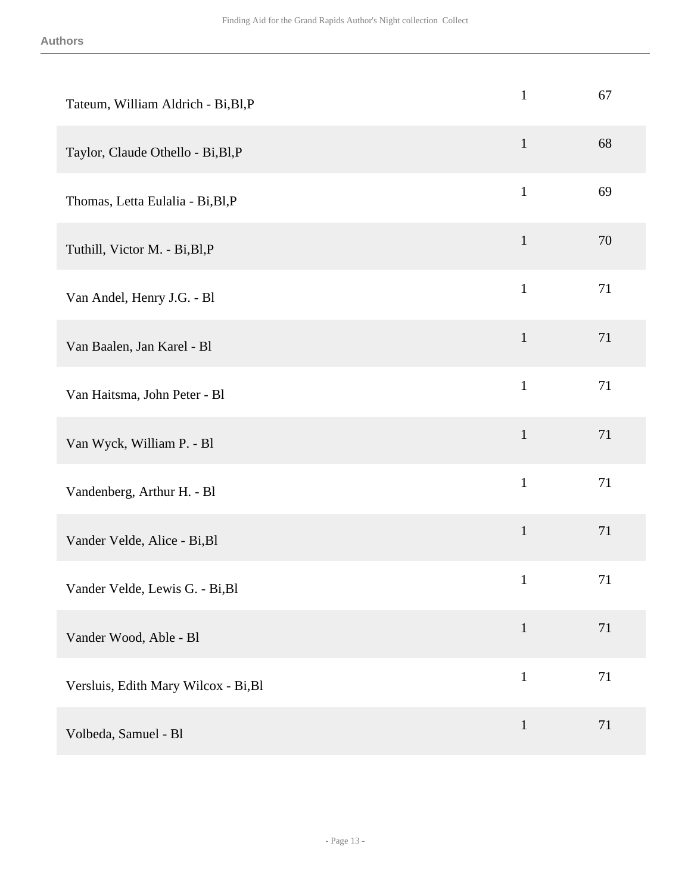| | | |
|---|---|---|
| Tateum, William Aldrich - Bi,Bl,P | 1 | 67 |
| Taylor, Claude Othello - Bi,Bl,P | 1 | 68 |
| Thomas, Letta Eulalia - Bi,Bl,P | 1 | 69 |
| Tuthill, Victor M. - Bi,Bl,P | 1 | 70 |
| Van Andel, Henry J.G. - Bl | 1 | 71 |
| Van Baalen, Jan Karel - Bl | 1 | 71 |
| Van Haitsma, John Peter - Bl | 1 | 71 |
| Van Wyck, William P. - Bl | 1 | 71 |
| Vandenberg, Arthur H. - Bl | 1 | 71 |
| Vander Velde, Alice - Bi,Bl | 1 | 71 |
| Vander Velde, Lewis G. - Bi,Bl | 1 | 71 |
| Vander Wood, Able - Bl | 1 | 71 |
| Versluis, Edith Mary Wilcox - Bi,Bl | 1 | 71 |
| Volbeda, Samuel - Bl | 1 | 71 |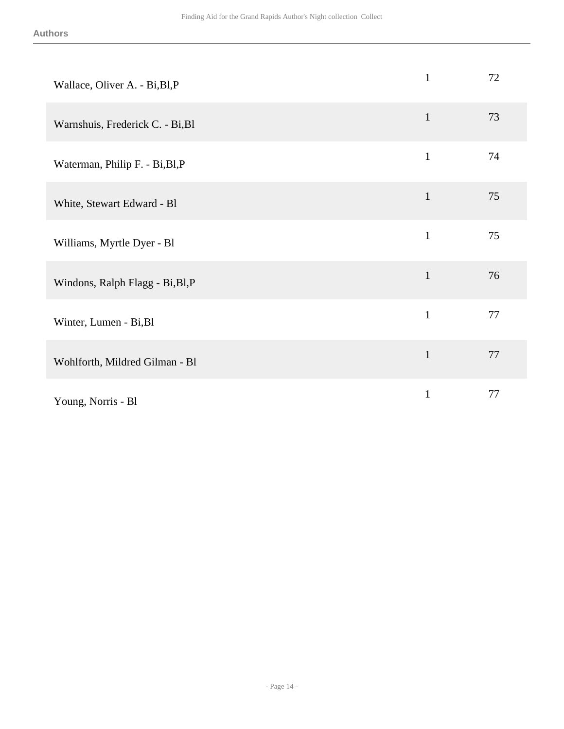| | | |
|---|---|---|
| Wallace, Oliver A. - Bi,Bl,P | 1 | 72 |
| Warnshuis, Frederick C. - Bi,Bl | 1 | 73 |
| Waterman, Philip F. - Bi,Bl,P | 1 | 74 |
| White, Stewart Edward - Bl | 1 | 75 |
| Williams, Myrtle Dyer - Bl | 1 | 75 |
| Windons, Ralph Flagg - Bi,Bl,P | 1 | 76 |
| Winter, Lumen - Bi,Bl | 1 | 77 |
| Wohlforth, Mildred Gilman - Bl | 1 | 77 |
| Young, Norris - Bl | 1 | 77 |